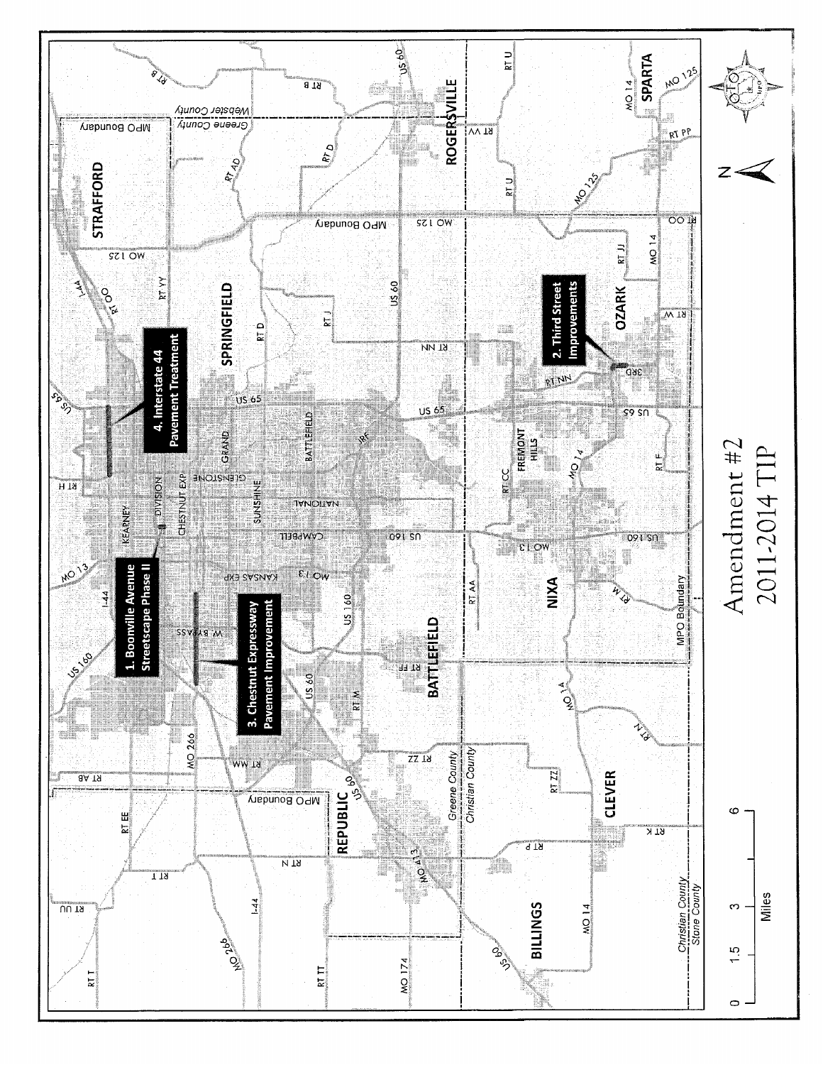# Amendment #2
# 2011-2014 TIP

1. Boonville Avenue Streetscape Phase II

2. Third Street Improvements

3. Chestnut Expressway Pavement Improvement

4. Interstate 44 Pavement Treatment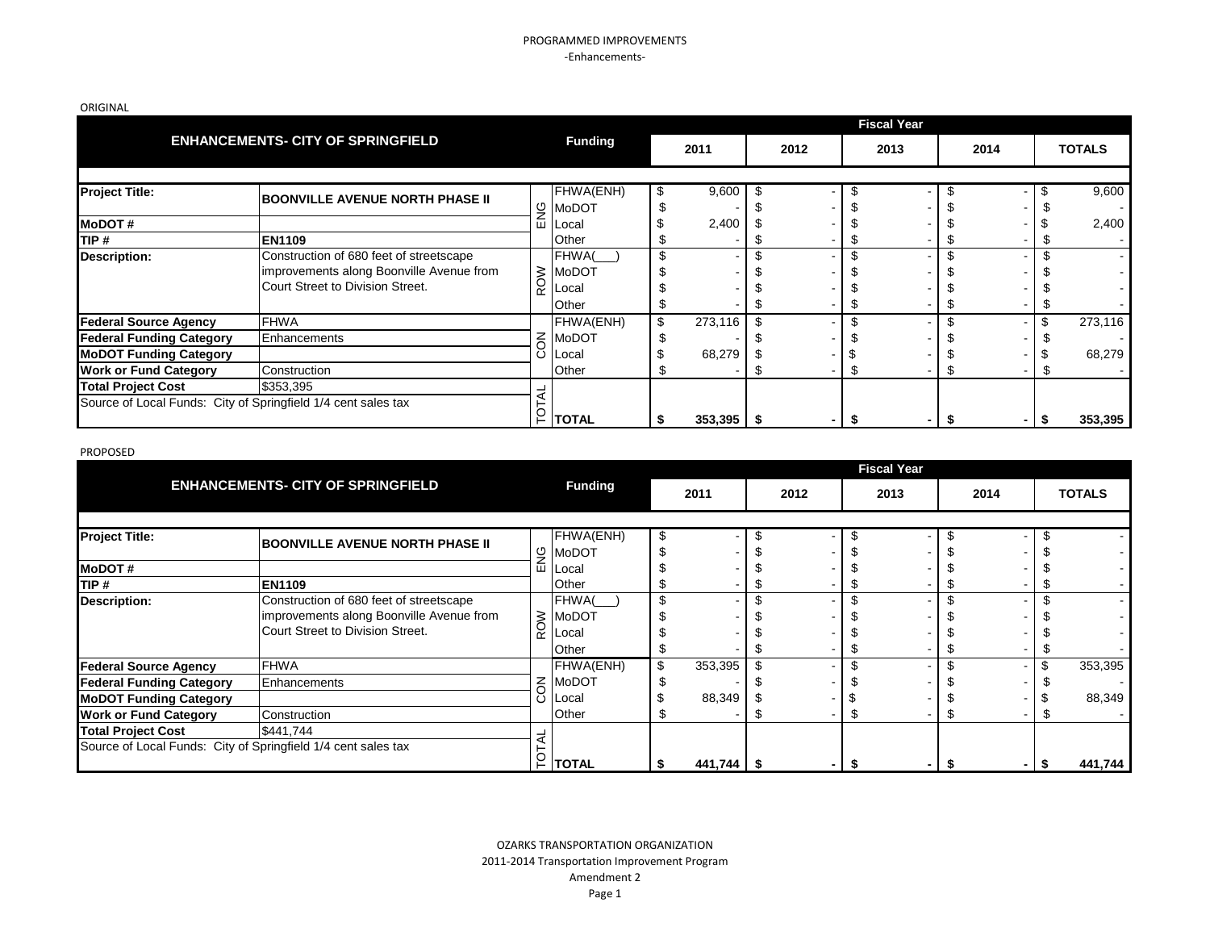# PROGRAMMED IMPROVEMENTS

-Enhancements-

ORIGINAL

| ENHANCEMENTS- CITY OF SPRINGFIELD | | | Funding | 2011 | 2012 | 2013 | 2014 | TOTALS |
|---|---|---|---|---|---|---|---|---|
| | | | | Fiscal Year | | | | |
| **Project Title:** | **BOONVILLE AVENUE NORTH PHASE II** | ENG | FHWA(ENH) | $ 9,600 | $ - | $ - | $ - | $ 9,600 |
| | | | MoDOT | $ - | $ - | $ - | $ - | $ - |
| **MoDOT #** | | | Local | $ 2,400 | $ - | $ - | $ - | $ 2,400 |
| **TIP #** | **EN1109** | | Other | $ - | $ - | $ - | $ - | $ - |
| **Description:** | Construction of 680 feet of streetscape improvements along Boonville Avenue from Court Street to Division Street. | ROW | FHWA(___) | $ - | $ - | $ - | $ - | $ - |
| | | | MoDOT | $ - | $ - | $ - | $ - | $ - |
| | | | Local | $ - | $ - | $ - | $ - | $ - |
| | | | Other | $ - | $ - | $ - | $ - | $ - |
| **Federal Source Agency** | FHWA | CON | FHWA(ENH) | $ 273,116 | $ - | $ - | $ - | $ 273,116 |
| **Federal Funding Category** | Enhancements | | MoDOT | $ - | $ - | $ - | $ - | $ - |
| **MoDOT Funding Category** | | | Local | $ 68,279 | $ - | $ - | $ - | $ 68,279 |
| **Work or Fund Category** | Construction | | Other | $ - | $ - | $ - | $ - | $ - |
| **Total Project Cost** | $353,395 | TOTAL | | | | | | |
| Source of Local Funds: City of Springfield 1/4 cent sales tax | | | **TOTAL** | **$ 353,395** | **$ -** | **$ -** | **$ -** | **$ 353,395** |

PROPOSED

| ENHANCEMENTS- CITY OF SPRINGFIELD | | | Funding | 2011 | 2012 | 2013 | 2014 | TOTALS |
|---|---|---|---|---|---|---|---|---|
| | | | | Fiscal Year | | | | |
| **Project Title:** | **BOONVILLE AVENUE NORTH PHASE II** | ENG | FHWA(ENH) | $ - | $ - | $ - | $ - | $ - |
| | | | MoDOT | $ - | $ - | $ - | $ - | $ - |
| **MoDOT #** | | | Local | $ - | $ - | $ - | $ - | $ - |
| **TIP #** | **EN1109** | | Other | $ - | $ - | $ - | $ - | $ - |
| **Description:** | Construction of 680 feet of streetscape improvements along Boonville Avenue from Court Street to Division Street. | ROW | FHWA(___) | $ - | $ - | $ - | $ - | $ - |
| | | | MoDOT | $ - | $ - | $ - | $ - | $ - |
| | | | Local | $ - | $ - | $ - | $ - | $ - |
| | | | Other | $ - | $ - | $ - | $ - | $ - |
| **Federal Source Agency** | FHWA | CON | FHWA(ENH) | $ 353,395 | $ - | $ - | $ - | $ 353,395 |
| **Federal Funding Category** | Enhancements | | MoDOT | $ - | $ - | $ - | $ - | $ - |
| **MoDOT Funding Category** | | | Local | $ 88,349 | $ - | $ - | $ - | $ 88,349 |
| **Work or Fund Category** | Construction | | Other | $ - | $ - | $ - | $ - | $ - |
| **Total Project Cost** | $441,744 | TOTAL | | | | | | |
| Source of Local Funds: City of Springfield 1/4 cent sales tax | | | **TOTAL** | **$ 441,744** | **$ -** | **$ -** | **$ -** | **$ 441,744** |

OZARKS TRANSPORTATION ORGANIZATION

2011-2014 Transportation Improvement Program

Amendment 2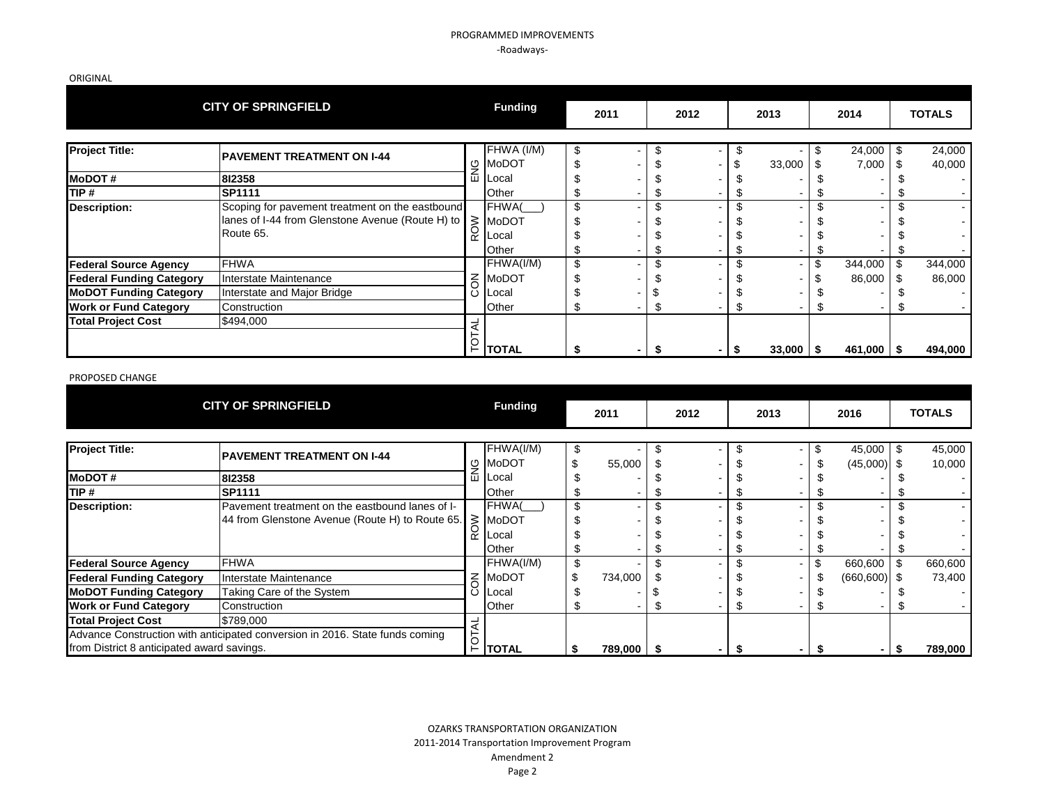# PROGRAMMED IMPROVEMENTS

-Roadways-

ORIGINAL

| CITY OF SPRINGFIELD | | | Funding | 2011 | 2012 | 2013 | 2014 | TOTALS |
|---|---|---|---|---|---|---|---|---|
| **Project Title:** | **PAVEMENT TREATMENT ON I-44** | ENG | FHWA (I/M) | $ - | $ - | $ - | $ 24,000 | $ 24,000 |
| | | | MoDOT | $ - | $ - | $ 33,000 | $ 7,000 | $ 40,000 |
| **MoDOT #** | **8I2358** | | Local | $ - | $ - | $ - | $ - | $ - |
| **TIP #** | **SP1111** | | Other | $ - | $ - | $ - | $ - | $ - |
| **Description:** | Scoping for pavement treatment on the eastbound lanes of I-44 from Glenstone Avenue (Route H) to Route 65. | ROW | FHWA(___) | $ - | $ - | $ - | $ - | $ - |
| | | | MoDOT | $ - | $ - | $ - | $ - | $ - |
| | | | Local | $ - | $ - | $ - | $ - | $ - |
| | | | Other | $ - | $ - | $ - | $ - | $ - |
| **Federal Source Agency** | FHWA | CON | FHWA(I/M) | $ - | $ - | $ - | $ 344,000 | $ 344,000 |
| **Federal Funding Category** | Interstate Maintenance | | MoDOT | $ - | $ - | $ - | $ 86,000 | $ 86,000 |
| **MoDOT Funding Category** | Interstate and Major Bridge | | Local | $ - | $ - | $ - | $ - | $ - |
| **Work or Fund Category** | Construction | | Other | $ - | $ - | $ - | $ - | $ - |
| **Total Project Cost** | $494,000 | TOTAL | **TOTAL** | **$ -** | **$ -** | **$ 33,000** | **$ 461,000** | **$ 494,000** |

PROPOSED CHANGE

| CITY OF SPRINGFIELD | | | Funding | 2011 | 2012 | 2013 | 2016 | TOTALS |
|---|---|---|---|---|---|---|---|---|
| **Project Title:** | **PAVEMENT TREATMENT ON I-44** | ENG | FHWA(I/M) | $ - | $ - | $ - | $ 45,000 | $ 45,000 |
| | | | MoDOT | $ 55,000 | $ - | $ - | $ (45,000) | $ 10,000 |
| **MoDOT #** | **8I2358** | | Local | $ - | $ - | $ - | $ - | $ - |
| **TIP #** | **SP1111** | | Other | $ - | $ - | $ - | $ - | $ - |
| **Description:** | Pavement treatment on the eastbound lanes of I-44 from Glenstone Avenue (Route H) to Route 65. | ROW | FHWA(___) | $ - | $ - | $ - | $ - | $ - |
| | | | MoDOT | $ - | $ - | $ - | $ - | $ - |
| | | | Local | $ - | $ - | $ - | $ - | $ - |
| | | | Other | $ - | $ - | $ - | $ - | $ - |
| **Federal Source Agency** | FHWA | CON | FHWA(I/M) | $ - | $ - | $ - | $ 660,600 | $ 660,600 |
| **Federal Funding Category** | Interstate Maintenance | | MoDOT | $ 734,000 | $ - | $ - | $ (660,600) | $ 73,400 |
| **MoDOT Funding Category** | Taking Care of the System | | Local | $ - | $ - | $ - | $ - | $ - |
| **Work or Fund Category** | Construction | | Other | $ - | $ - | $ - | $ - | $ - |
| **Total Project Cost** | $789,000 | TOTAL | **TOTAL** | **$ 789,000** | **$ -** | **$ -** | **$ -** | **$ 789,000** |
| Advance Construction with anticipated conversion in 2016. State funds coming from District 8 anticipated award savings. | | | | | | | | |

OZARKS TRANSPORTATION ORGANIZATION
2011-2014 Transportation Improvement Program
Amendment 2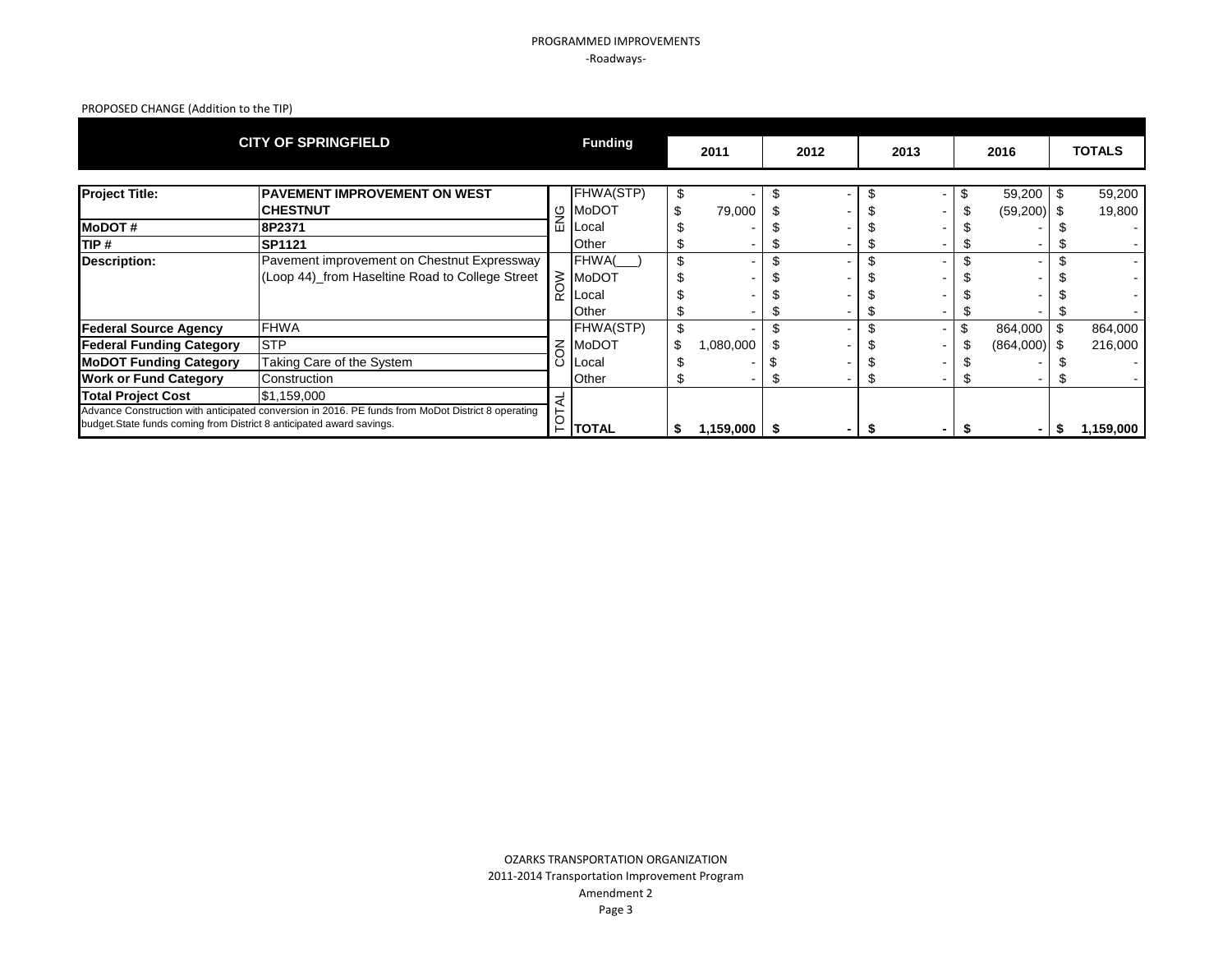PROGRAMMED IMPROVEMENTS

-Roadways-

PROPOSED CHANGE (Addition to the TIP)

| CITY OF SPRINGFIELD | | | Funding | 2011 | 2012 | 2013 | 2016 | TOTALS |
|---|---|---|---|---|---|---|---|---|
| **Project Title:** | **PAVEMENT IMPROVEMENT ON WEST CHESTNUT** | ENG | FHWA(STP) | $ - | $ - | $ - | $ 59,200 | $ 59,200 |
| | | ENG | MoDOT | $ 79,000 | $ - | $ - | $ (59,200) | $ 19,800 |
| **MoDOT #** | **8P2371** | ENG | Local | $ - | $ - | $ - | $ - | $ - |
| **TIP #** | **SP1121** | ENG | Other | $ - | $ - | $ - | $ - | $ - |
| **Description:** | Pavement improvement on Chestnut Expressway (Loop 44)_from Haseltine Road to College Street | ROW | FHWA(___) | $ - | $ - | $ - | $ - | $ - |
| | | ROW | MoDOT | $ - | $ - | $ - | $ - | $ - |
| | | ROW | Local | $ - | $ - | $ - | $ - | $ - |
| | | ROW | Other | $ - | $ - | $ - | $ - | $ - |
| **Federal Source Agency** | FHWA | CON | FHWA(STP) | $ - | $ - | $ - | $ 864,000 | $ 864,000 |
| **Federal Funding Category** | STP | CON | MoDOT | $ 1,080,000 | $ - | $ - | $ (864,000) | $ 216,000 |
| **MoDOT Funding Category** | Taking Care of the System | CON | Local | $ - | $ - | $ - | $ - | $ - |
| **Work or Fund Category** | Construction | CON | Other | $ - | $ - | $ - | $ - | $ - |
| **Total Project Cost** | $1,159,000 | TOTAL | | | | | | |
| Advance Construction with anticipated conversion in 2016. PE funds from MoDot District 8 operating budget.State funds coming from District 8 anticipated award savings. | | TOTAL | **TOTAL** | **$ 1,159,000** | **$ -** | **$ -** | **$ -** | **$ 1,159,000** |

OZARKS TRANSPORTATION ORGANIZATION

2011-2014 Transportation Improvement Program

Amendment 2

Page 3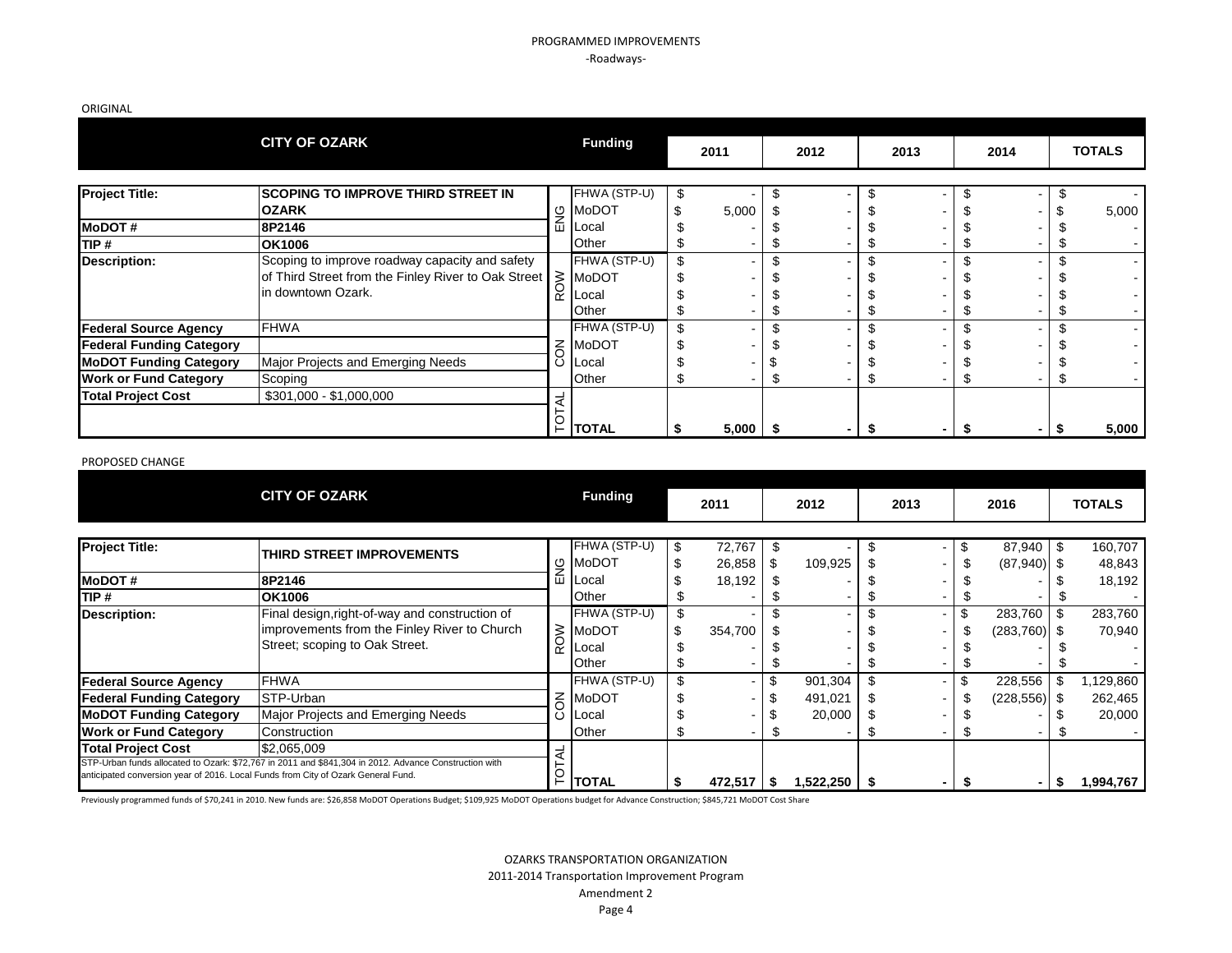# PROGRAMMED IMPROVEMENTS

-Roadways-

ORIGINAL

| CITY OF OZARK | | | Funding | 2011 | 2012 | 2013 | 2014 | TOTALS |
|---|---|---|---|---|---|---|---|---|
| **Project Title:** | **SCOPING TO IMPROVE THIRD STREET IN OZARK** | ENG | FHWA (STP-U) | $ - | $ - | $ - | $ - | $ - |
| | | | MoDOT | $ 5,000 | $ - | $ - | $ - | $ 5,000 |
| **MoDOT #** | **8P2146** | | Local | $ - | $ - | $ - | $ - | $ - |
| **TIP #** | **OK1006** | | Other | $ - | $ - | $ - | $ - | $ - |
| **Description:** | Scoping to improve roadway capacity and safety of Third Street from the Finley River to Oak Street in downtown Ozark. | ROW | FHWA (STP-U) | $ - | $ - | $ - | $ - | $ - |
| | | | MoDOT | $ - | $ - | $ - | $ - | $ - |
| | | | Local | $ - | $ - | $ - | $ - | $ - |
| | | | Other | $ - | $ - | $ - | $ - | $ - |
| **Federal Source Agency** | FHWA | CON | FHWA (STP-U) | $ - | $ - | $ - | $ - | $ - |
| **Federal Funding Category** | | | MoDOT | $ - | $ - | $ - | $ - | $ - |
| **MoDOT Funding Category** | Major Projects and Emerging Needs | | Local | $ - | $ - | $ - | $ - | $ - |
| **Work or Fund Category** | Scoping | | Other | $ - | $ - | $ - | $ - | $ - |
| **Total Project Cost** | $301,000 - $1,000,000 | TOTAL | **TOTAL** | **$ 5,000** | **$ -** | **$ -** | **$ -** | **$ 5,000** |

PROPOSED CHANGE

| CITY OF OZARK | | | Funding | 2011 | 2012 | 2013 | 2016 | TOTALS |
|---|---|---|---|---|---|---|---|---|
| **Project Title:** | **THIRD STREET IMPROVEMENTS** | ENG | FHWA (STP-U) | $ 72,767 | $ - | $ - | $ 87,940 | $ 160,707 |
| | | | MoDOT | $ 26,858 | $ 109,925 | $ - | $ (87,940) | $ 48,843 |
| **MoDOT #** | **8P2146** | | Local | $ 18,192 | $ - | $ - | $ - | $ 18,192 |
| **TIP #** | **OK1006** | | Other | $ - | $ - | $ - | $ - | $ - |
| **Description:** | Final design,right-of-way and construction of improvements from the Finley River to Church Street; scoping to Oak Street. | ROW | FHWA (STP-U) | $ - | $ - | $ - | $ 283,760 | $ 283,760 |
| | | | MoDOT | $ 354,700 | $ - | $ - | $ (283,760) | $ 70,940 |
| | | | Local | $ - | $ - | $ - | $ - | $ - |
| | | | Other | $ - | $ - | $ - | $ - | $ - |
| **Federal Source Agency** | FHWA | CON | FHWA (STP-U) | $ - | $ 901,304 | $ - | $ 228,556 | $ 1,129,860 |
| **Federal Funding Category** | STP-Urban | | MoDOT | $ - | $ 491,021 | $ - | $ (228,556) | $ 262,465 |
| **MoDOT Funding Category** | Major Projects and Emerging Needs | | Local | $ - | $ 20,000 | $ - | $ - | $ 20,000 |
| **Work or Fund Category** | Construction | | Other | $ - | $ - | $ - | $ - | $ - |
| **Total Project Cost** | $2,065,009 | TOTAL | **TOTAL** | **$ 472,517** | **$ 1,522,250** | **$ -** | **$ -** | **$ 1,994,767** |

STP-Urban funds allocated to Ozark: $72,767 in 2011 and $841,304 in 2012. Advance Construction with anticipated conversion year of 2016. Local Funds from City of Ozark General Fund.

Previously programmed funds of $70,241 in 2010. New funds are: $26,858 MoDOT Operations Budget; $109,925 MoDOT Operations budget for Advance Construction; $845,721 MoDOT Cost Share

OZARKS TRANSPORTATION ORGANIZATION
2011-2014 Transportation Improvement Program
Amendment 2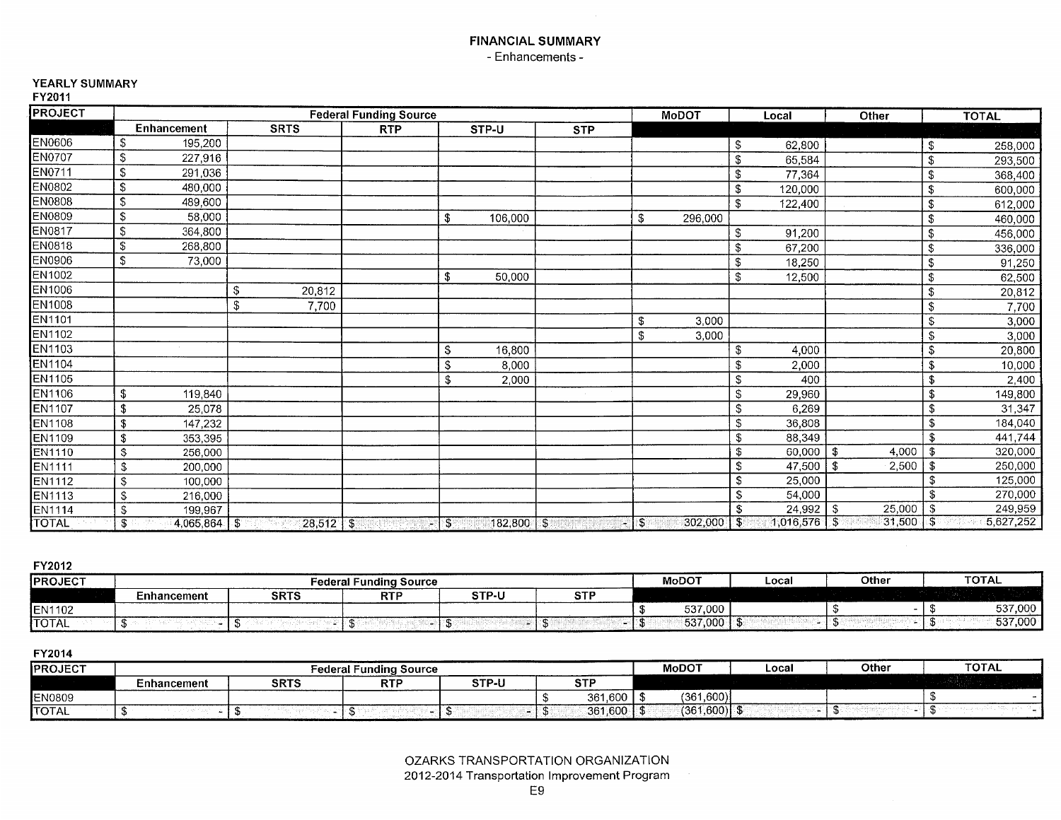# FINANCIAL SUMMARY

- Enhancements -

## YEARLY SUMMARY

### FY2011

| PROJECT | Federal Funding Source | | | | | MoDOT | Local | Other | TOTAL |
|---|---|---|---|---|---|---|---|---|---|
| | Enhancement | SRTS | RTP | STP-U | STP | | | | |
| EN0606 | $ 195,200 | | | | | | $ 62,800 | | $ 258,000 |
| EN0707 | $ 227,916 | | | | | | $ 65,584 | | $ 293,500 |
| EN0711 | $ 291,036 | | | | | | $ 77,364 | | $ 368,400 |
| EN0802 | $ 480,000 | | | | | | $ 120,000 | | $ 600,000 |
| EN0808 | $ 489,600 | | | | | | $ 122,400 | | $ 612,000 |
| EN0809 | $ 58,000 | | | $ 106,000 | | $ 296,000 | | | $ 460,000 |
| EN0817 | $ 364,800 | | | | | | $ 91,200 | | $ 456,000 |
| EN0818 | $ 268,800 | | | | | | $ 67,200 | | $ 336,000 |
| EN0906 | $ 73,000 | | | | | | $ 18,250 | | $ 91,250 |
| EN1002 | | | | $ 50,000 | | | $ 12,500 | | $ 62,500 |
| EN1006 | | $ 20,812 | | | | | | | $ 20,812 |
| EN1008 | | $ 7,700 | | | | | | | $ 7,700 |
| EN1101 | | | | | | $ 3,000 | | | $ 3,000 |
| EN1102 | | | | | | $ 3,000 | | | $ 3,000 |
| EN1103 | | | | $ 16,800 | | | $ 4,000 | | $ 20,800 |
| EN1104 | | | | $ 8,000 | | | $ 2,000 | | $ 10,000 |
| EN1105 | | | | $ 2,000 | | | $ 400 | | $ 2,400 |
| EN1106 | $ 119,840 | | | | | | $ 29,960 | | $ 149,800 |
| EN1107 | $ 25,078 | | | | | | $ 6,269 | | $ 31,347 |
| EN1108 | $ 147,232 | | | | | | $ 36,808 | | $ 184,040 |
| EN1109 | $ 353,395 | | | | | | $ 88,349 | | $ 441,744 |
| EN1110 | $ 256,000 | | | | | | $ 60,000 | $ 4,000 | $ 320,000 |
| EN1111 | $ 200,000 | | | | | | $ 47,500 | $ 2,500 | $ 250,000 |
| EN1112 | $ 100,000 | | | | | | $ 25,000 | | $ 125,000 |
| EN1113 | $ 216,000 | | | | | | $ 54,000 | | $ 270,000 |
| EN1114 | $ 199,967 | | | | | | $ 24,992 | $ 25,000 | $ 249,959 |
| TOTAL | $ 4,065,864 | $ 28,512 | $ - | $ 182,800 | $ - | $ 302,000 | $ 1,016,576 | $ 31,500 | $ 5,627,252 |

### FY2012

| PROJECT | Federal Funding Source | | | | | MoDOT | Local | Other | TOTAL |
|---|---|---|---|---|---|---|---|---|---|
| | Enhancement | SRTS | RTP | STP-U | STP | | | | |
| EN1102 | | | | | | $ 537,000 | | $ - | $ 537,000 |
| TOTAL | $ - | $ - | $ - | $ - | $ - | $ 537,000 | $ - | $ - | $ 537,000 |

### FY2014

| PROJECT | Federal Funding Source | | | | | MoDOT | Local | Other | TOTAL |
|---|---|---|---|---|---|---|---|---|---|
| | Enhancement | SRTS | RTP | STP-U | STP | | | | |
| EN0809 | | | | | $ 361,600 | $ (361,600) | | | $ - |
| TOTAL | $ - | $ - | $ - | $ - | $ 361,600 | $ (361,600) | $ - | $ - | $ - |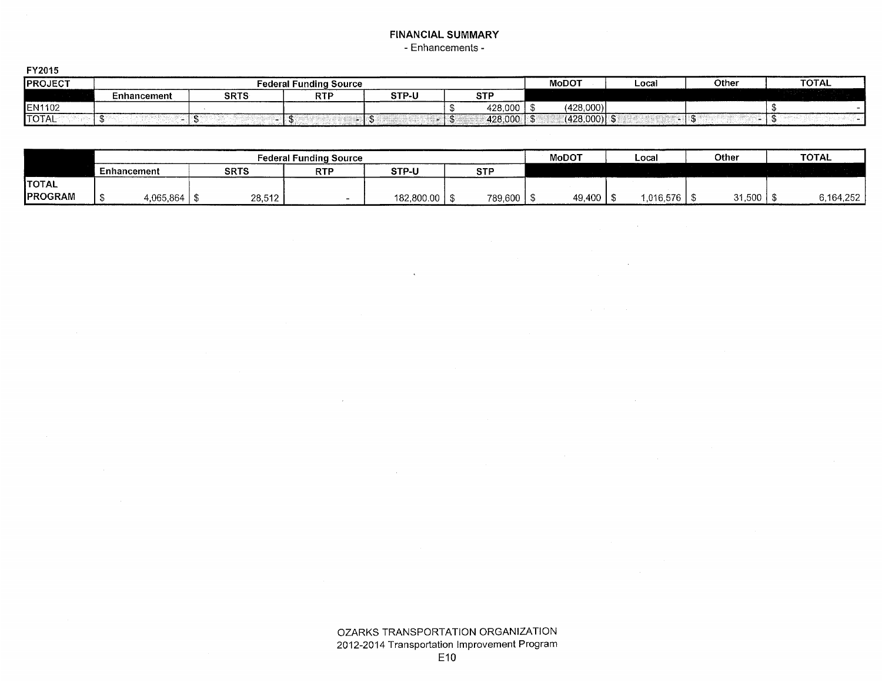# FINANCIAL SUMMARY

- Enhancements -

**FY2015**

| PROJECT | Federal Funding Source | | | | | MoDOT | Local | Other | TOTAL |
|---|---|---|---|---|---|---|---|---|---|
| | Enhancement | SRTS | RTP | STP-U | STP | | | | |
| EN1102 | | | | | $ 428,000 | $ (428,000) | | | $ - |
| TOTAL | $ - | $ - | $ - | $ - | $ 428,000 | $ (428,000) | $ - | $ - | $ - |

| | Federal Funding Source | | | | | MoDOT | Local | Other | TOTAL |
|---|---|---|---|---|---|---|---|---|---|
| | Enhancement | SRTS | RTP | STP-U | STP | | | | |
| TOTAL PROGRAM | $ 4,065,864 | $ 28,512 | - | 182,800.00 | $ 789,600 | $ 49,400 | $ 1,016,576 | $ 31,500 | $ 6,164,252 |

OZARKS TRANSPORTATION ORGANIZATION
2012-2014 Transportation Improvement Program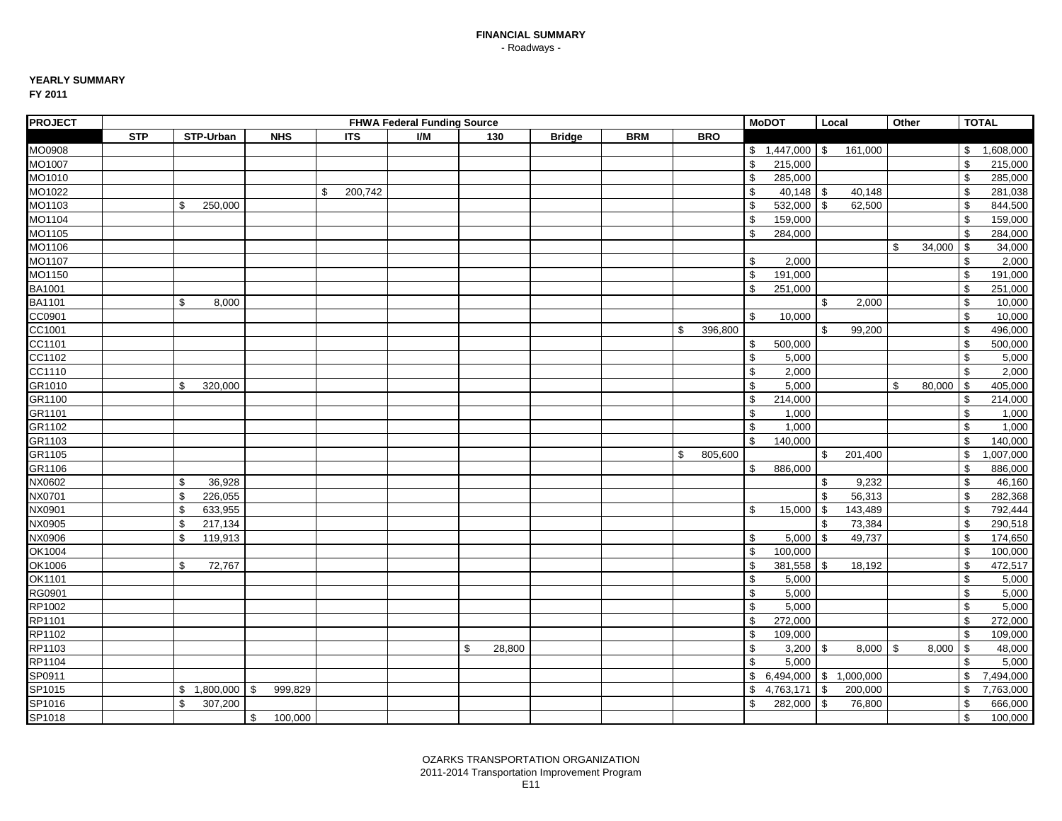**FINANCIAL SUMMARY**

- Roadways -

**YEARLY SUMMARY**

**FY 2011**

| PROJECT | FHWA Federal Funding Source | | | | | | | | | MoDOT | Local | Other | TOTAL |
|---|---|---|---|---|---|---|---|---|---|---|---|---|---|
| | STP | STP-Urban | NHS | ITS | I/M | 130 | Bridge | BRM | BRO | | | | |
| MO0908 | | | | | | | | | | $ 1,447,000 | $ 161,000 | | $ 1,608,000 |
| MO1007 | | | | | | | | | | $ 215,000 | | | $ 215,000 |
| MO1010 | | | | | | | | | | $ 285,000 | | | $ 285,000 |
| MO1022 | | | | $ 200,742 | | | | | | $ 40,148 | $ 40,148 | | $ 281,038 |
| MO1103 | | $ 250,000 | | | | | | | | $ 532,000 | $ 62,500 | | $ 844,500 |
| MO1104 | | | | | | | | | | $ 159,000 | | | $ 159,000 |
| MO1105 | | | | | | | | | | $ 284,000 | | | $ 284,000 |
| MO1106 | | | | | | | | | | | | $ 34,000 | $ 34,000 |
| MO1107 | | | | | | | | | | $ 2,000 | | | $ 2,000 |
| MO1150 | | | | | | | | | | $ 191,000 | | | $ 191,000 |
| BA1001 | | | | | | | | | | $ 251,000 | | | $ 251,000 |
| BA1101 | | $ 8,000 | | | | | | | | | $ 2,000 | | $ 10,000 |
| CC0901 | | | | | | | | | | $ 10,000 | | | $ 10,000 |
| CC1001 | | | | | | | | | $ 396,800 | | $ 99,200 | | $ 496,000 |
| CC1101 | | | | | | | | | | $ 500,000 | | | $ 500,000 |
| CC1102 | | | | | | | | | | $ 5,000 | | | $ 5,000 |
| CC1110 | | | | | | | | | | $ 2,000 | | | $ 2,000 |
| GR1010 | | $ 320,000 | | | | | | | | $ 5,000 | | $ 80,000 | $ 405,000 |
| GR1100 | | | | | | | | | | $ 214,000 | | | $ 214,000 |
| GR1101 | | | | | | | | | | $ 1,000 | | | $ 1,000 |
| GR1102 | | | | | | | | | | $ 1,000 | | | $ 1,000 |
| GR1103 | | | | | | | | | | $ 140,000 | | | $ 140,000 |
| GR1105 | | | | | | | | | $ 805,600 | | $ 201,400 | | $ 1,007,000 |
| GR1106 | | | | | | | | | | $ 886,000 | | | $ 886,000 |
| NX0602 | | $ 36,928 | | | | | | | | | $ 9,232 | | $ 46,160 |
| NX0701 | | $ 226,055 | | | | | | | | | $ 56,313 | | $ 282,368 |
| NX0901 | | $ 633,955 | | | | | | | | $ 15,000 | $ 143,489 | | $ 792,444 |
| NX0905 | | $ 217,134 | | | | | | | | | $ 73,384 | | $ 290,518 |
| NX0906 | | $ 119,913 | | | | | | | | $ 5,000 | $ 49,737 | | $ 174,650 |
| OK1004 | | | | | | | | | | $ 100,000 | | | $ 100,000 |
| OK1006 | | $ 72,767 | | | | | | | | $ 381,558 | $ 18,192 | | $ 472,517 |
| OK1101 | | | | | | | | | | $ 5,000 | | | $ 5,000 |
| RG0901 | | | | | | | | | | $ 5,000 | | | $ 5,000 |
| RP1002 | | | | | | | | | | $ 5,000 | | | $ 5,000 |
| RP1101 | | | | | | | | | | $ 272,000 | | | $ 272,000 |
| RP1102 | | | | | | | | | | $ 109,000 | | | $ 109,000 |
| RP1103 | | | | | | $ 28,800 | | | | $ 3,200 | $ 8,000 | $ 8,000 | $ 48,000 |
| RP1104 | | | | | | | | | | $ 5,000 | | | $ 5,000 |
| SP0911 | | | | | | | | | | $ 6,494,000 | $ 1,000,000 | | $ 7,494,000 |
| SP1015 | | $ 1,800,000 | $ 999,829 | | | | | | | $ 4,763,171 | $ 200,000 | | $ 7,763,000 |
| SP1016 | | $ 307,200 | | | | | | | | $ 282,000 | $ 76,800 | | $ 666,000 |
| SP1018 | | | $ 100,000 | | | | | | | | | | $ 100,000 |

OZARKS TRANSPORTATION ORGANIZATION
2011-2014 Transportation Improvement Program
E11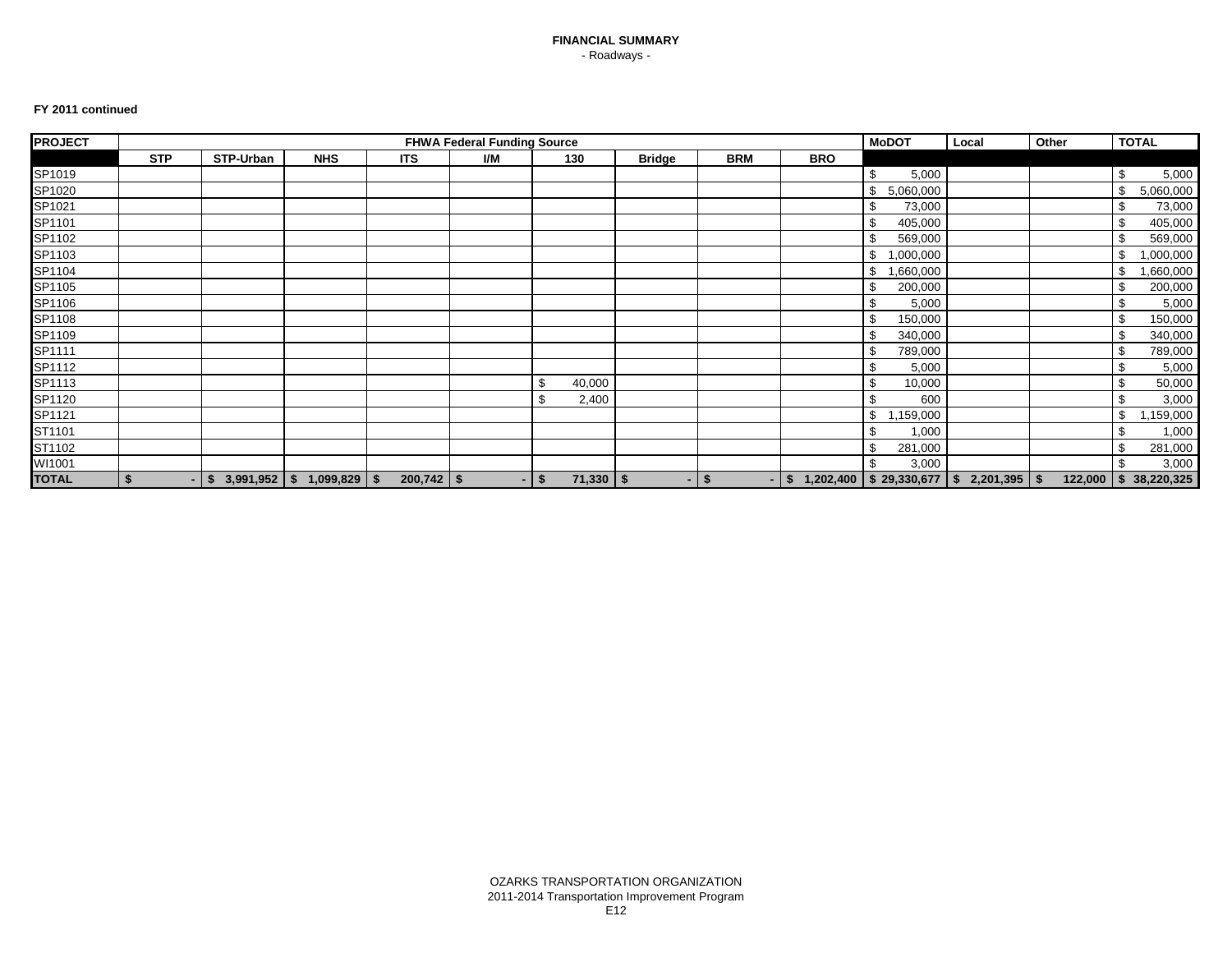# FINANCIAL SUMMARY

- Roadways -

**FY 2011 continued**

| PROJECT | FHWA Federal Funding Source | | | | | | | | | MoDOT | Local | Other | TOTAL |
|---|---|---|---|---|---|---|---|---|---|---|---|---|---|
| | STP | STP-Urban | NHS | ITS | I/M | 130 | Bridge | BRM | BRO | | | | |
| SP1019 | | | | | | | | | | $ 5,000 | | | $ 5,000 |
| SP1020 | | | | | | | | | | $ 5,060,000 | | | $ 5,060,000 |
| SP1021 | | | | | | | | | | $ 73,000 | | | $ 73,000 |
| SP1101 | | | | | | | | | | $ 405,000 | | | $ 405,000 |
| SP1102 | | | | | | | | | | $ 569,000 | | | $ 569,000 |
| SP1103 | | | | | | | | | | $ 1,000,000 | | | $ 1,000,000 |
| SP1104 | | | | | | | | | | $ 1,660,000 | | | $ 1,660,000 |
| SP1105 | | | | | | | | | | $ 200,000 | | | $ 200,000 |
| SP1106 | | | | | | | | | | $ 5,000 | | | $ 5,000 |
| SP1108 | | | | | | | | | | $ 150,000 | | | $ 150,000 |
| SP1109 | | | | | | | | | | $ 340,000 | | | $ 340,000 |
| SP1111 | | | | | | | | | | $ 789,000 | | | $ 789,000 |
| SP1112 | | | | | | | | | | $ 5,000 | | | $ 5,000 |
| SP1113 | | | | | | $ 40,000 | | | | $ 10,000 | | | $ 50,000 |
| SP1120 | | | | | | $ 2,400 | | | | $ 600 | | | $ 3,000 |
| SP1121 | | | | | | | | | | $ 1,159,000 | | | $ 1,159,000 |
| ST1101 | | | | | | | | | | $ 1,000 | | | $ 1,000 |
| ST1102 | | | | | | | | | | $ 281,000 | | | $ 281,000 |
| WI1001 | | | | | | | | | | $ 3,000 | | | $ 3,000 |
| **TOTAL** | **$ -** | **$ 3,991,952** | **$ 1,099,829** | **$ 200,742** | **$ -** | **$ 71,330** | **$ -** | **$ -** | **$ 1,202,400** | **$ 29,330,677** | **$ 2,201,395** | **$ 122,000** | **$ 38,220,325** |

OZARKS TRANSPORTATION ORGANIZATION
2011-2014 Transportation Improvement Program
E12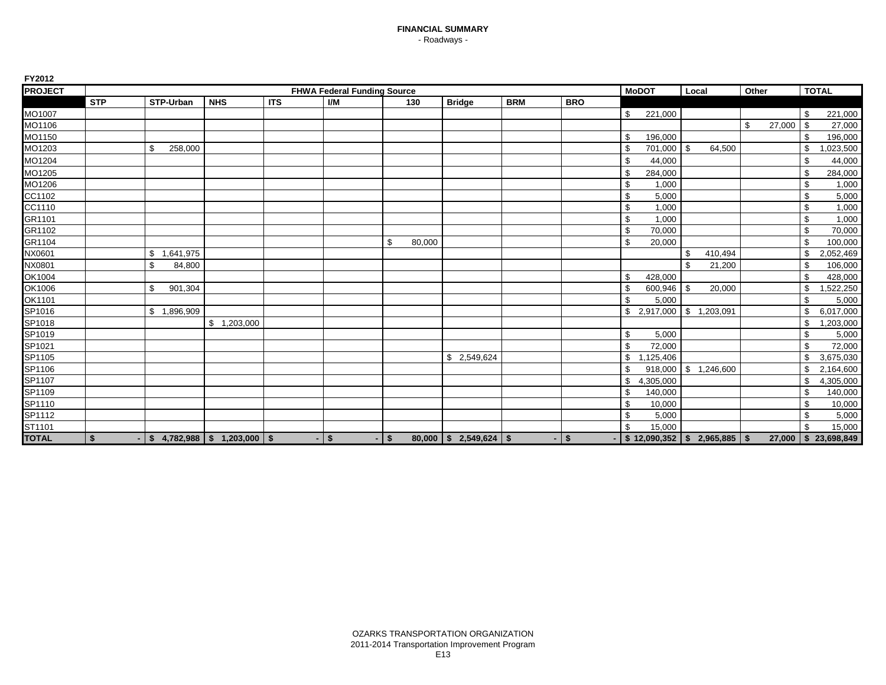**FINANCIAL SUMMARY**

- Roadways -

**FY2012**

| PROJECT | FHWA Federal Funding Source | | | | | | | | | MoDOT | Local | Other | TOTAL |
|---|---|---|---|---|---|---|---|---|---|---|---|---|---|
| | STP | STP-Urban | NHS | ITS | I/M | 130 | Bridge | BRM | BRO | | | | |
| MO1007 | | | | | | | | | | $ 221,000 | | | $ 221,000 |
| MO1106 | | | | | | | | | | | | $ 27,000 | $ 27,000 |
| MO1150 | | | | | | | | | | $ 196,000 | | | $ 196,000 |
| MO1203 | | $ 258,000 | | | | | | | | $ 701,000 | $ 64,500 | | $ 1,023,500 |
| MO1204 | | | | | | | | | | $ 44,000 | | | $ 44,000 |
| MO1205 | | | | | | | | | | $ 284,000 | | | $ 284,000 |
| MO1206 | | | | | | | | | | $ 1,000 | | | $ 1,000 |
| CC1102 | | | | | | | | | | $ 5,000 | | | $ 5,000 |
| CC1110 | | | | | | | | | | $ 1,000 | | | $ 1,000 |
| GR1101 | | | | | | | | | | $ 1,000 | | | $ 1,000 |
| GR1102 | | | | | | | | | | $ 70,000 | | | $ 70,000 |
| GR1104 | | | | | | $ 80,000 | | | | $ 20,000 | | | $ 100,000 |
| NX0601 | | $ 1,641,975 | | | | | | | | | $ 410,494 | | $ 2,052,469 |
| NX0801 | | $ 84,800 | | | | | | | | | $ 21,200 | | $ 106,000 |
| OK1004 | | | | | | | | | | $ 428,000 | | | $ 428,000 |
| OK1006 | | $ 901,304 | | | | | | | | $ 600,946 | $ 20,000 | | $ 1,522,250 |
| OK1101 | | | | | | | | | | $ 5,000 | | | $ 5,000 |
| SP1016 | | $ 1,896,909 | | | | | | | | $ 2,917,000 | $ 1,203,091 | | $ 6,017,000 |
| SP1018 | | | $ 1,203,000 | | | | | | | | | | $ 1,203,000 |
| SP1019 | | | | | | | | | | $ 5,000 | | | $ 5,000 |
| SP1021 | | | | | | | | | | $ 72,000 | | | $ 72,000 |
| SP1105 | | | | | | | $ 2,549,624 | | | $ 1,125,406 | | | $ 3,675,030 |
| SP1106 | | | | | | | | | | $ 918,000 | $ 1,246,600 | | $ 2,164,600 |
| SP1107 | | | | | | | | | | $ 4,305,000 | | | $ 4,305,000 |
| SP1109 | | | | | | | | | | $ 140,000 | | | $ 140,000 |
| SP1110 | | | | | | | | | | $ 10,000 | | | $ 10,000 |
| SP1112 | | | | | | | | | | $ 5,000 | | | $ 5,000 |
| ST1101 | | | | | | | | | | $ 15,000 | | | $ 15,000 |
| **TOTAL** | **$ -** | **$ 4,782,988** | **$ 1,203,000** | **$ -** | **$ -** | **$ 80,000** | **$ 2,549,624** | **$ -** | **$ -** | **$ 12,090,352** | **$ 2,965,885** | **$ 27,000** | **$ 23,698,849** |

OZARKS TRANSPORTATION ORGANIZATION
2011-2014 Transportation Improvement Program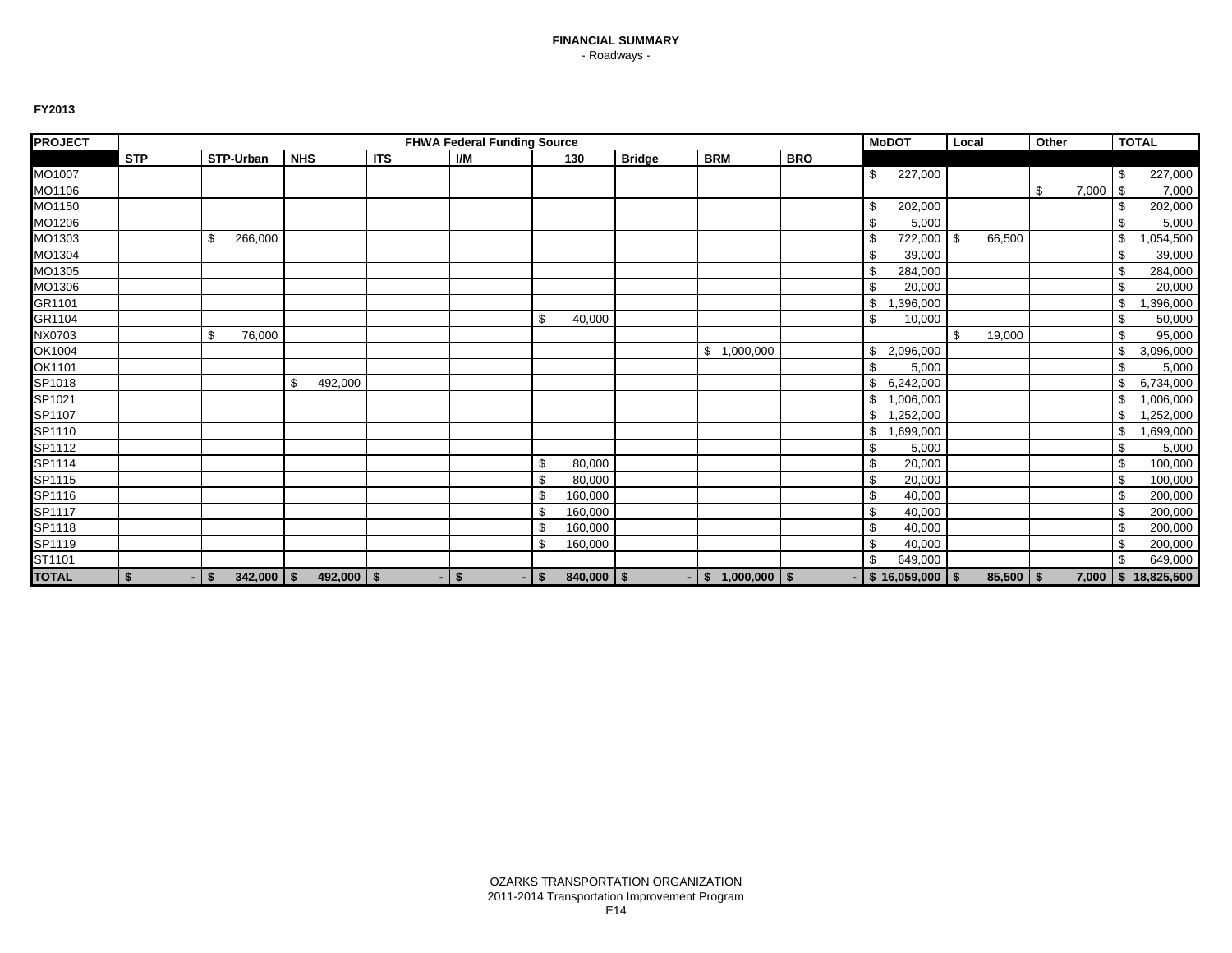**FINANCIAL SUMMARY**
- Roadways -

**FY2013**

| PROJECT | FHWA Federal Funding Source | | | | | | | | | MoDOT | Local | Other | TOTAL |
|---|---|---|---|---|---|---|---|---|---|---|---|---|---|
| | STP | STP-Urban | NHS | ITS | I/M | 130 | Bridge | BRM | BRO | | | | |
| MO1007 | | | | | | | | | | $ 227,000 | | | $ 227,000 |
| MO1106 | | | | | | | | | | | | $ 7,000 | $ 7,000 |
| MO1150 | | | | | | | | | | $ 202,000 | | | $ 202,000 |
| MO1206 | | | | | | | | | | $ 5,000 | | | $ 5,000 |
| MO1303 | | $ 266,000 | | | | | | | | $ 722,000 | $ 66,500 | | $ 1,054,500 |
| MO1304 | | | | | | | | | | $ 39,000 | | | $ 39,000 |
| MO1305 | | | | | | | | | | $ 284,000 | | | $ 284,000 |
| MO1306 | | | | | | | | | | $ 20,000 | | | $ 20,000 |
| GR1101 | | | | | | | | | | $ 1,396,000 | | | $ 1,396,000 |
| GR1104 | | | | | | $ 40,000 | | | | $ 10,000 | | | $ 50,000 |
| NX0703 | | $ 76,000 | | | | | | | | | $ 19,000 | | $ 95,000 |
| OK1004 | | | | | | | | $ 1,000,000 | | $ 2,096,000 | | | $ 3,096,000 |
| OK1101 | | | | | | | | | | $ 5,000 | | | $ 5,000 |
| SP1018 | | | $ 492,000 | | | | | | | $ 6,242,000 | | | $ 6,734,000 |
| SP1021 | | | | | | | | | | $ 1,006,000 | | | $ 1,006,000 |
| SP1107 | | | | | | | | | | $ 1,252,000 | | | $ 1,252,000 |
| SP1110 | | | | | | | | | | $ 1,699,000 | | | $ 1,699,000 |
| SP1112 | | | | | | | | | | $ 5,000 | | | $ 5,000 |
| SP1114 | | | | | | $ 80,000 | | | | $ 20,000 | | | $ 100,000 |
| SP1115 | | | | | | $ 80,000 | | | | $ 20,000 | | | $ 100,000 |
| SP1116 | | | | | | $ 160,000 | | | | $ 40,000 | | | $ 200,000 |
| SP1117 | | | | | | $ 160,000 | | | | $ 40,000 | | | $ 200,000 |
| SP1118 | | | | | | $ 160,000 | | | | $ 40,000 | | | $ 200,000 |
| SP1119 | | | | | | $ 160,000 | | | | $ 40,000 | | | $ 200,000 |
| ST1101 | | | | | | | | | | $ 649,000 | | | $ 649,000 |
| **TOTAL** | **$ -** | **$ 342,000** | **$ 492,000** | **$ -** | **$ -** | **$ 840,000** | **$ -** | **$ 1,000,000** | **$ -** | **$ 16,059,000** | **$ 85,500** | **$ 7,000** | **$ 18,825,500** |

OZARKS TRANSPORTATION ORGANIZATION
2011-2014 Transportation Improvement Program
E14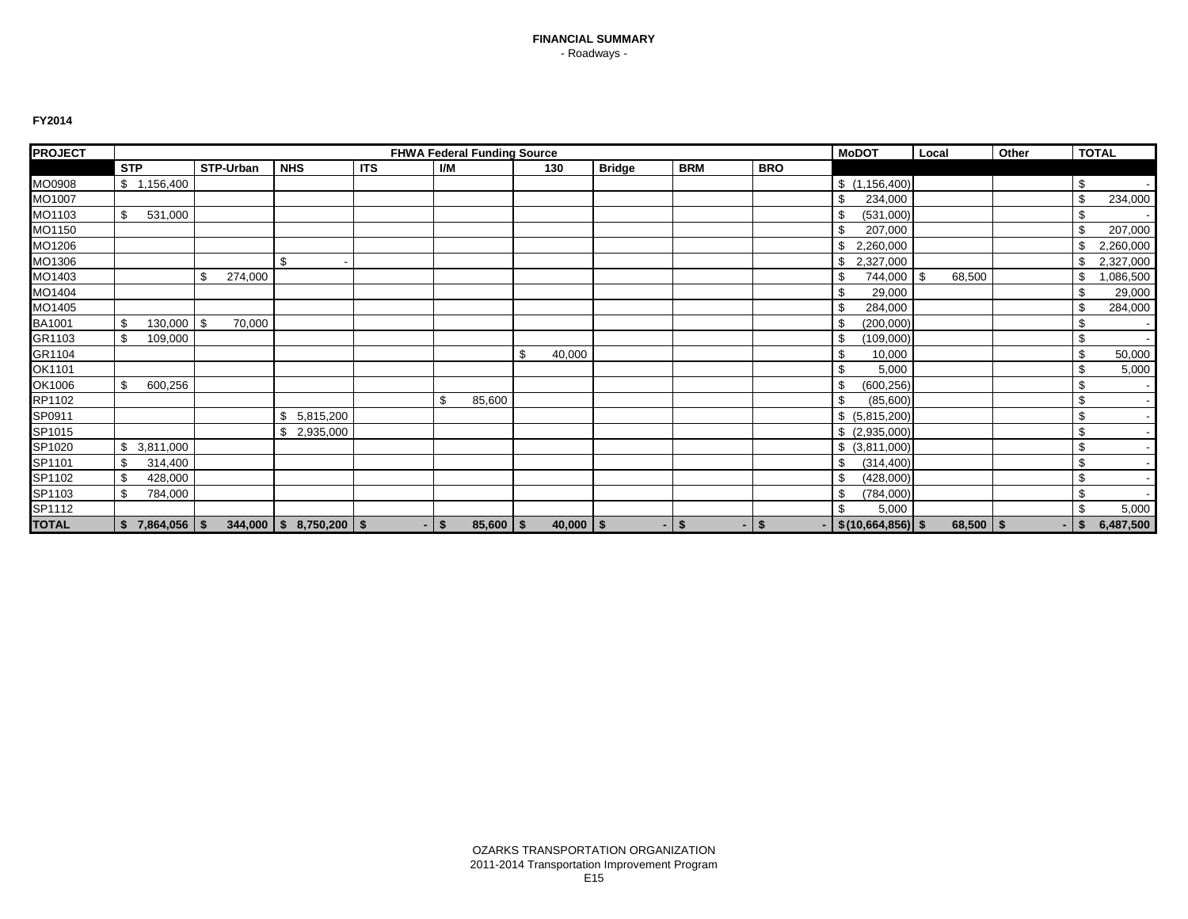**FINANCIAL SUMMARY**
- Roadways -

**FY2014**

| PROJECT | FHWA Federal Funding Source | | | | | | | | | MoDOT | Local | Other | TOTAL |
|---|---|---|---|---|---|---|---|---|---|---|---|---|---|
| | STP | STP-Urban | NHS | ITS | I/M | 130 | Bridge | BRM | BRO | | | | |
| MO0908 | $ 1,156,400 | | | | | | | | | $ (1,156,400) | | | $ - |
| MO1007 | | | | | | | | | | $ 234,000 | | | $ 234,000 |
| MO1103 | $ 531,000 | | | | | | | | | $ (531,000) | | | $ - |
| MO1150 | | | | | | | | | | $ 207,000 | | | $ 207,000 |
| MO1206 | | | | | | | | | | $ 2,260,000 | | | $ 2,260,000 |
| MO1306 | | | $ - | | | | | | | $ 2,327,000 | | | $ 2,327,000 |
| MO1403 | | $ 274,000 | | | | | | | | $ 744,000 | $ 68,500 | | $ 1,086,500 |
| MO1404 | | | | | | | | | | $ 29,000 | | | $ 29,000 |
| MO1405 | | | | | | | | | | $ 284,000 | | | $ 284,000 |
| BA1001 | $ 130,000 | $ 70,000 | | | | | | | | $ (200,000) | | | $ - |
| GR1103 | $ 109,000 | | | | | | | | | $ (109,000) | | | $ - |
| GR1104 | | | | | | $ 40,000 | | | | $ 10,000 | | | $ 50,000 |
| OK1101 | | | | | | | | | | $ 5,000 | | | $ 5,000 |
| OK1006 | $ 600,256 | | | | | | | | | $ (600,256) | | | $ - |
| RP1102 | | | | | $ 85,600 | | | | | $ (85,600) | | | $ - |
| SP0911 | | | $ 5,815,200 | | | | | | | $ (5,815,200) | | | $ - |
| SP1015 | | | $ 2,935,000 | | | | | | | $ (2,935,000) | | | $ - |
| SP1020 | $ 3,811,000 | | | | | | | | | $ (3,811,000) | | | $ - |
| SP1101 | $ 314,400 | | | | | | | | | $ (314,400) | | | $ - |
| SP1102 | $ 428,000 | | | | | | | | | $ (428,000) | | | $ - |
| SP1103 | $ 784,000 | | | | | | | | | $ (784,000) | | | $ - |
| SP1112 | | | | | | | | | | $ 5,000 | | | $ 5,000 |
| **TOTAL** | **$ 7,864,056** | **$ 344,000** | **$ 8,750,200** | **$ -** | **$ 85,600** | **$ 40,000** | **$ -** | **$ -** | **$ -** | **$ (10,664,856)** | **$ 68,500** | **$ -** | **$ 6,487,500** |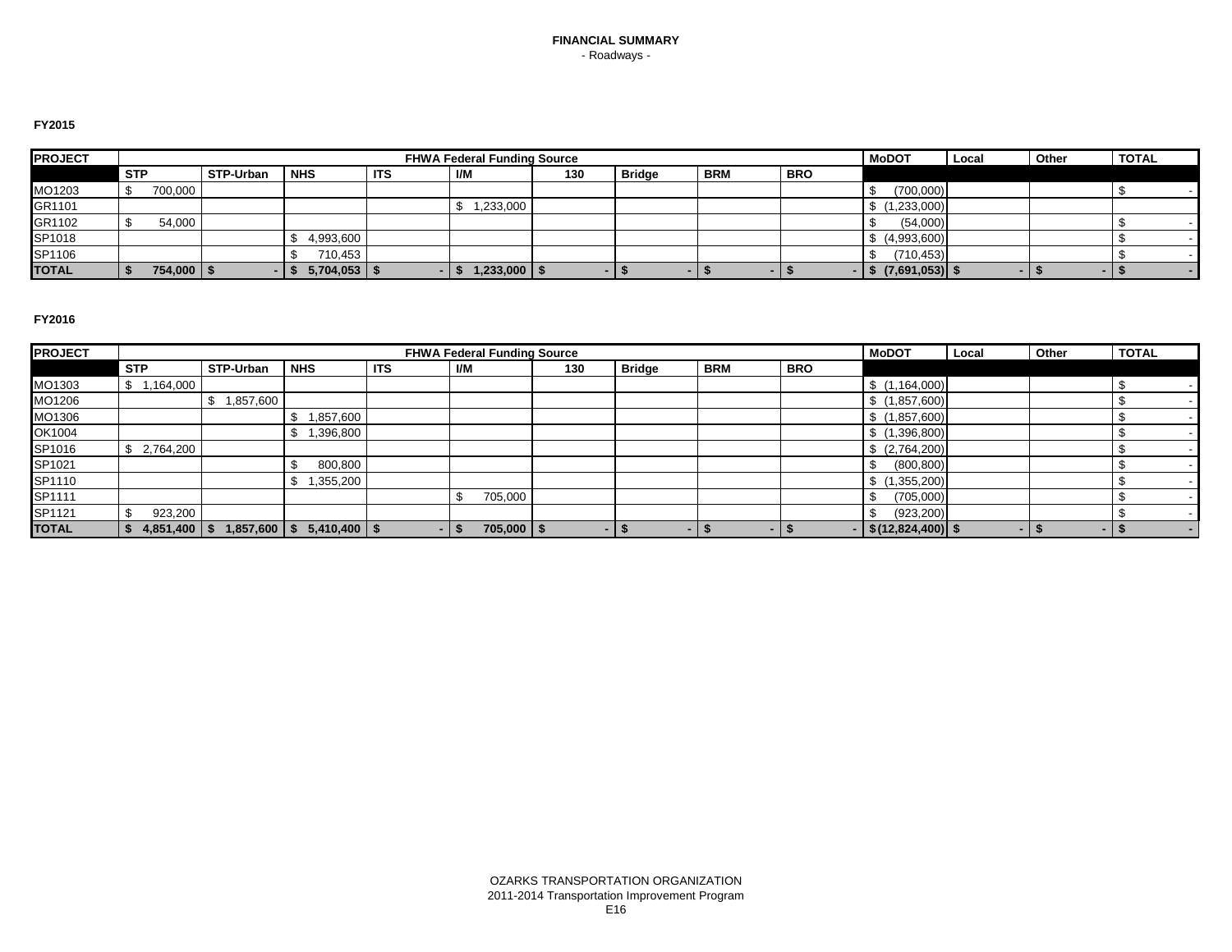# FINANCIAL SUMMARY

- Roadways -

**FY2015**

| PROJECT | FHWA Federal Funding Source | | | | | | | | | MoDOT | Local | Other | TOTAL |
|---|---|---|---|---|---|---|---|---|---|---|---|---|---|
| | STP | STP-Urban | NHS | ITS | I/M | 130 | Bridge | BRM | BRO | | | | |
| MO1203 | $ 700,000 | | | | | | | | | $ (700,000) | | | $ - |
| GR1101 | | | | | $ 1,233,000 | | | | | $ (1,233,000) | | | |
| GR1102 | $ 54,000 | | | | | | | | | $ (54,000) | | | $ - |
| SP1018 | | | $ 4,993,600 | | | | | | | $ (4,993,600) | | | $ - |
| SP1106 | | | $ 710,453 | | | | | | | $ (710,453) | | | $ - |
| **TOTAL** | **$ 754,000** | **$ -** | **$ 5,704,053** | **$ -** | **$ 1,233,000** | **$ -** | **$ -** | **$ -** | **$ -** | **$ (7,691,053)** | **$ -** | **$ -** | **$ -** |

**FY2016**

| PROJECT | FHWA Federal Funding Source | | | | | | | | | MoDOT | Local | Other | TOTAL |
|---|---|---|---|---|---|---|---|---|---|---|---|---|---|
| | STP | STP-Urban | NHS | ITS | I/M | 130 | Bridge | BRM | BRO | | | | |
| MO1303 | $ 1,164,000 | | | | | | | | | $ (1,164,000) | | | $ - |
| MO1206 | | $ 1,857,600 | | | | | | | | $ (1,857,600) | | | $ - |
| MO1306 | | | $ 1,857,600 | | | | | | | $ (1,857,600) | | | $ - |
| OK1004 | | | $ 1,396,800 | | | | | | | $ (1,396,800) | | | $ - |
| SP1016 | $ 2,764,200 | | | | | | | | | $ (2,764,200) | | | $ - |
| SP1021 | | | $ 800,800 | | | | | | | $ (800,800) | | | $ - |
| SP1110 | | | $ 1,355,200 | | | | | | | $ (1,355,200) | | | $ - |
| SP1111 | | | | | $ 705,000 | | | | | $ (705,000) | | | $ - |
| SP1121 | $ 923,200 | | | | | | | | | $ (923,200) | | | $ - |
| **TOTAL** | **$ 4,851,400** | **$ 1,857,600** | **$ 5,410,400** | **$ -** | **$ 705,000** | **$ -** | **$ -** | **$ -** | **$ -** | **$(12,824,400)** | **$ -** | **$ -** | **$ -** |